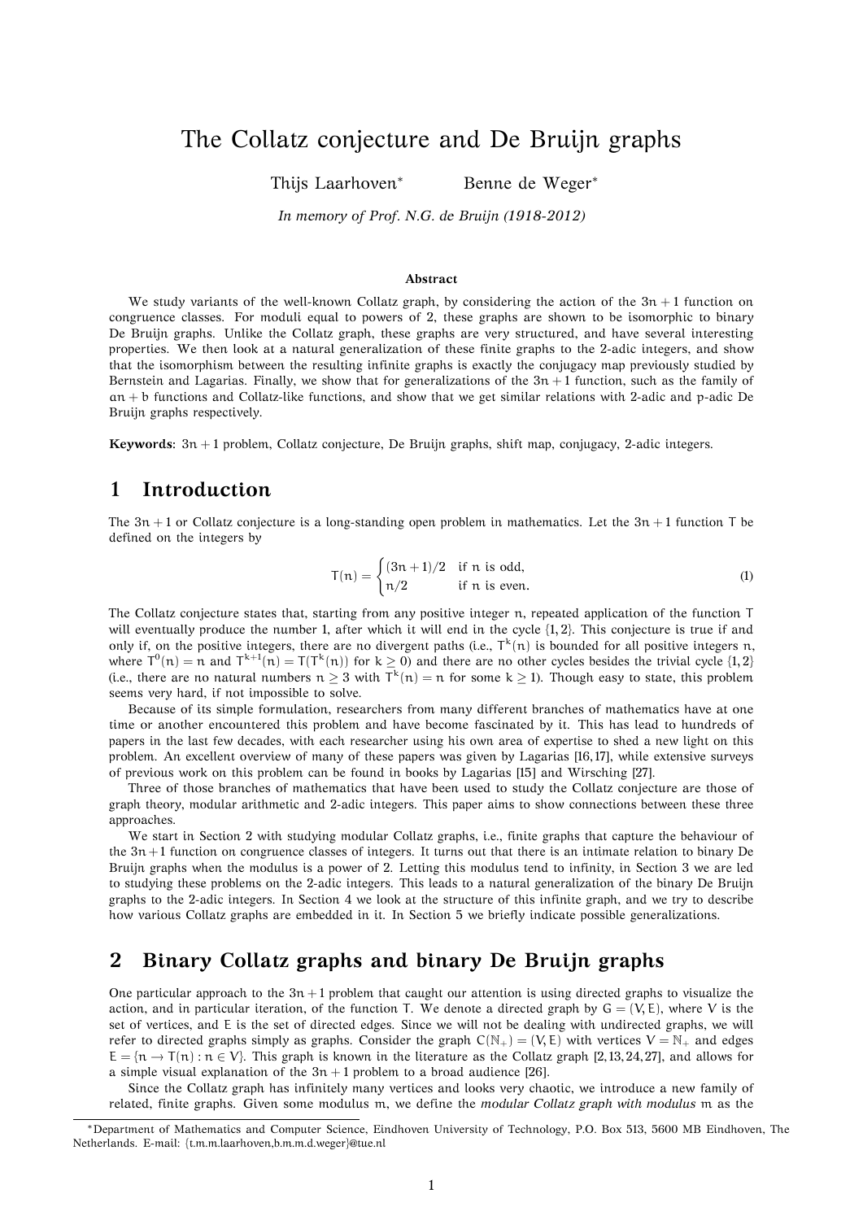# The Collatz conjecture and De Bruijn graphs

Thijs Laarhoven* Benne de Weger*

*In memory of Prof. N.G. de Bruijn (1918-2012)*

### Abstract

We study variants of the well-known Collatz graph, by considering the action of the $3n + 1$ function on congruence classes. For moduli equal to powers of 2, these graphs are shown to be isomorphic to binary De Bruijn graphs. Unlike the Collatz graph, these graphs are very structured, and have several interesting properties. We then look at a natural generalization of these finite graphs to the 2-adic integers, and show that the isomorphism between the resulting infinite graphs is exactly the conjugacy map previously studied by Bernstein and Lagarias. Finally, we show that for generalizations of the $3n + 1$ function, such as the family of $an + b$ functions and Collatz-like functions, and show that we get similar relations with 2-adic and p-adic De Bruijn graphs respectively.

**Keywords**: $3n + 1$ problem, Collatz conjecture, De Bruijn graphs, shift map, conjugacy, 2-adic integers.

## 1 Introduction

The $3n + 1$ or Collatz conjecture is a long-standing open problem in mathematics. Let the $3n + 1$ function T be defined on the integers by

$$T(n) = \begin{cases} (3n + 1)/2 & \text{if } n \text{ is odd,} \\ n/2 & \text{if } n \text{ is even.} \end{cases} \tag{1}$$

The Collatz conjecture states that, starting from any positive integer n, repeated application of the function T will eventually produce the number 1, after which it will end in the cycle $\{1, 2\}$. This conjecture is true if and only if, on the positive integers, there are no divergent paths (i.e., $T^k(n)$ is bounded for all positive integers n, where $T^0(n) = n$ and $T^{k+1}(n) = T(T^k(n))$ for $k \geq 0$) and there are no other cycles besides the trivial cycle $\{1, 2\}$ (i.e., there are no natural numbers $n \geq 3$ with $T^k(n) = n$ for some $k \geq 1$). Though easy to state, this problem seems very hard, if not impossible to solve.

Because of its simple formulation, researchers from many different branches of mathematics have at one time or another encountered this problem and have become fascinated by it. This has lead to hundreds of papers in the last few decades, with each researcher using his own area of expertise to shed a new light on this problem. An excellent overview of many of these papers was given by Lagarias [16,17], while extensive surveys of previous work on this problem can be found in books by Lagarias [15] and Wirsching [27].

Three of those branches of mathematics that have been used to study the Collatz conjecture are those of graph theory, modular arithmetic and 2-adic integers. This paper aims to show connections between these three approaches.

We start in Section 2 with studying modular Collatz graphs, i.e., finite graphs that capture the behaviour of the $3n+1$ function on congruence classes of integers. It turns out that there is an intimate relation to binary De Bruijn graphs when the modulus is a power of 2. Letting this modulus tend to infinity, in Section 3 we are led to studying these problems on the 2-adic integers. This leads to a natural generalization of the binary De Bruijn graphs to the 2-adic integers. In Section 4 we look at the structure of this infinite graph, and we try to describe how various Collatz graphs are embedded in it. In Section 5 we briefly indicate possible generalizations.

## 2 Binary Collatz graphs and binary De Bruijn graphs

One particular approach to the $3n + 1$ problem that caught our attention is using directed graphs to visualize the action, and in particular iteration, of the function T. We denote a directed graph by $G = (V, E)$, where V is the set of vertices, and E is the set of directed edges. Since we will not be dealing with undirected graphs, we will refer to directed graphs simply as graphs. Consider the graph $C(\mathbb{N}_+) = (V, E)$ with vertices $V = \mathbb{N}_+$ and edges $E = \{n \to T(n) : n \in V\}$. This graph is known in the literature as the Collatz graph [2,13,24,27], and allows for a simple visual explanation of the $3n + 1$ problem to a broad audience [26].

Since the Collatz graph has infinitely many vertices and looks very chaotic, we introduce a new family of related, finite graphs. Given some modulus m, we define the *modular Collatz graph with modulus* m as the

*Department of Mathematics and Computer Science, Eindhoven University of Technology, P.O. Box 513, 5600 MB Eindhoven, The Netherlands. E-mail: {t.m.m.laarhoven,b.m.m.d.weger}@tue.nl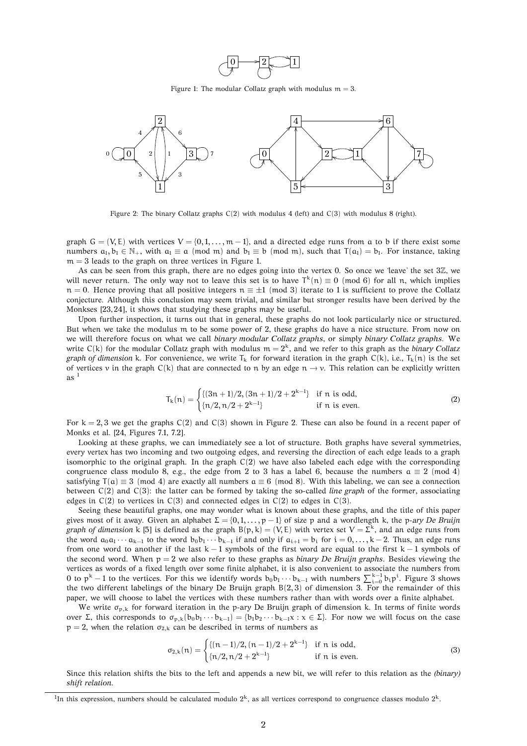Figure 1: The modular Collatz graph with modulus $m = 3$.

Figure 2: The binary Collatz graphs $C(2)$ with modulus 4 (left) and $C(3)$ with modulus 8 (right).

graph $G = (V, E)$ with vertices $V = \{0, 1, \ldots, m-1\}$, and a directed edge runs from $a$ to $b$ if there exist some numbers $a_1, b_1 \in \mathbb{N}_+$, with $a_1 \equiv a \pmod m$ and $b_1 \equiv b \pmod m$, such that $T(a_1) = b_1$. For instance, taking $m = 3$ leads to the graph on three vertices in Figure 1.

As can be seen from this graph, there are no edges going into the vertex 0. So once we 'leave' the set $3\mathbb{Z}$, we will never return. The only way not to leave this set is to have $T^k(n) \equiv 0 \pmod 6$ for all $n$, which implies $n = 0$. Hence proving that all positive integers $n \equiv \pm 1 \pmod 3$ iterate to 1 is sufficient to prove the Collatz conjecture. Although this conclusion may seem trivial, and similar but stronger results have been derived by the Monkses [23, 24], it shows that studying these graphs may be useful.

Upon further inspection, it turns out that in general, these graphs do not look particularly nice or structured. But when we take the modulus $m$ to be some power of 2, these graphs do have a nice structure. From now on we will therefore focus on what we call *binary modular Collatz graphs*, or simply *binary Collatz graphs*. We write $C(k)$ for the modular Collatz graph with modulus $m = 2^k$, and we refer to this graph as the *binary Collatz graph of dimension* $k$. For convenience, we write $T_k$ for forward iteration in the graph $C(k)$, i.e., $T_k(n)$ is the set of vertices $v$ in the graph $C(k)$ that are connected to $n$ by an edge $n \to v$. This relation can be explicitly written as [1]

$$T_k(n) = \begin{cases} \{(3n+1)/2, (3n+1)/2 + 2^{k-1}\} & \text{if } n \text{ is odd,} \\ \{n/2, n/2 + 2^{k-1}\} & \text{if } n \text{ is even.} \end{cases} \tag{2}$$

For $k = 2, 3$ we get the graphs $C(2)$ and $C(3)$ shown in Figure 2. These can also be found in a recent paper of Monks et al. [24, Figures 7.1, 7.2].

Looking at these graphs, we can immediately see a lot of structure. Both graphs have several symmetries, every vertex has two incoming and two outgoing edges, and reversing the direction of each edge leads to a graph isomorphic to the original graph. In the graph $C(2)$ we have also labeled each edge with the corresponding congruence class modulo 8, e.g., the edge from 2 to 3 has a label 6, because the numbers $a \equiv 2 \pmod 4$ satisfying $T(a) \equiv 3 \pmod 4$ are exactly all numbers $a \equiv 6 \pmod 8$. With this labeling, we can see a connection between $C(2)$ and $C(3)$: the latter can be formed by taking the so-called *line graph* of the former, associating edges in $C(2)$ to vertices in $C(3)$ and connected edges in $C(2)$ to edges in $C(3)$.

Seeing these beautiful graphs, one may wonder what is known about these graphs, and the title of this paper gives most of it away. Given an alphabet $\Sigma = \{0, 1, \ldots, p-1\}$ of size $p$ and a wordlength $k$, the *p-ary De Bruijn graph of dimension* $k$ [5] is defined as the graph $B(p, k) = (V, E)$ with vertex set $V = \Sigma^k$, and an edge runs from the word $a_0 a_1 \cdots a_{k-1}$ to the word $b_0 b_1 \cdots b_{k-1}$ if and only if $a_{i+1} = b_i$ for $i = 0, \ldots, k-2$. Thus, an edge runs from one word to another if the last $k-1$ symbols of the first word are equal to the first $k-1$ symbols of the second word. When $p = 2$ we also refer to these graphs as *binary De Bruijn graphs*. Besides viewing the vertices as words of a fixed length over some finite alphabet, it is also convenient to associate the numbers from 0 to $p^k - 1$ to the vertices. For this we identify words $b_0 b_1 \cdots b_{k-1}$ with numbers $\sum_{i=0}^{k-1} b_i p^i$. Figure 3 shows the two different labelings of the binary De Bruijn graph $B(2, 3)$ of dimension 3. For the remainder of this paper, we will choose to label the vertices with these numbers rather than with words over a finite alphabet.

We write $\sigma_{p,k}$ for forward iteration in the p-ary De Bruijn graph of dimension $k$. In terms of finite words over $\Sigma$, this corresponds to $\sigma_{p,k}(b_0 b_1 \cdots b_{k-1}) = \{b_1 b_2 \cdots b_{k-1} x : x \in \Sigma\}$. For now we will focus on the case $p = 2$, when the relation $\sigma_{2,k}$ can be described in terms of numbers as

$$\sigma_{2,k}(n) = \begin{cases} \{(n-1)/2, (n-1)/2 + 2^{k-1}\} & \text{if } n \text{ is odd,} \\ \{n/2, n/2 + 2^{k-1}\} & \text{if } n \text{ is even.} \end{cases} \tag{3}$$

Since this relation shifts the bits to the left and appends a new bit, we will refer to this relation as the *(binary) shift relation*.

[1] In this expression, numbers should be calculated modulo $2^k$, as all vertices correspond to congruence classes modulo $2^k$.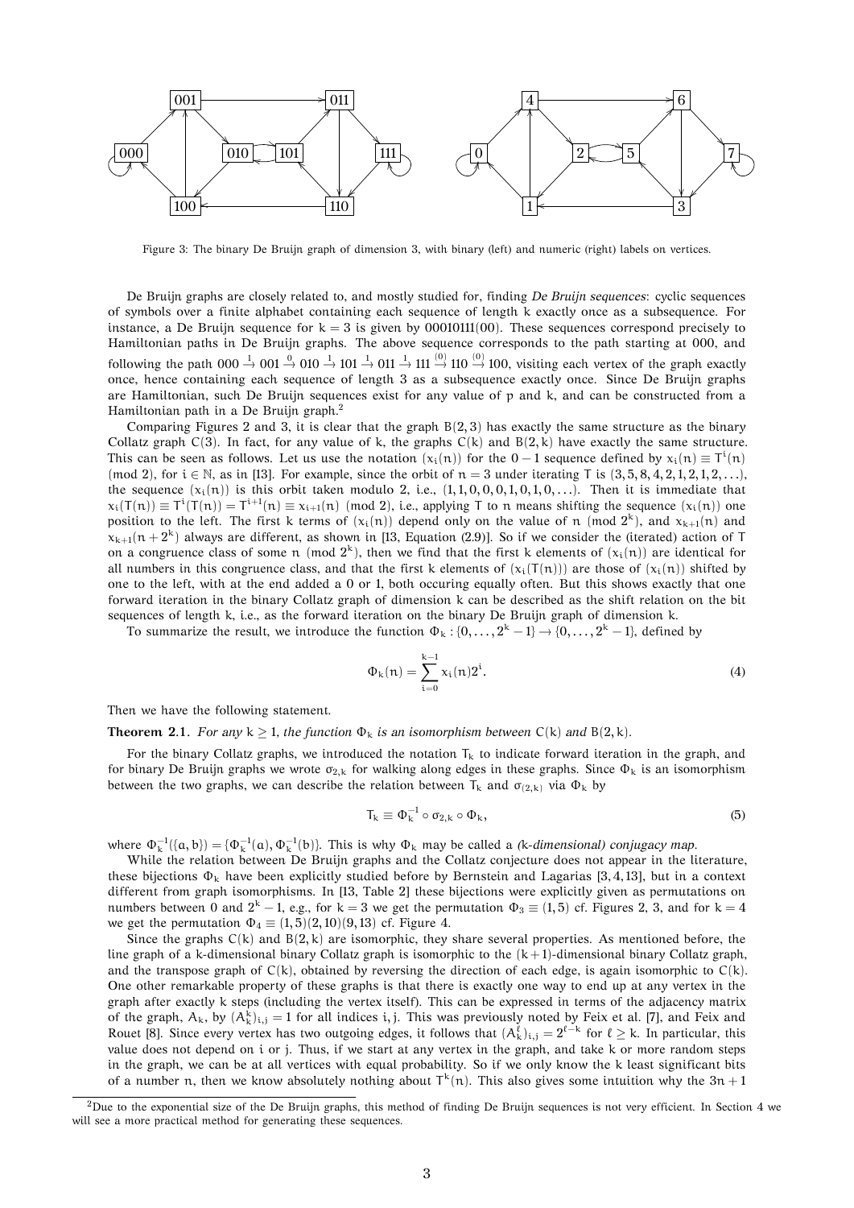Figure 3: The binary De Bruijn graph of dimension 3, with binary (left) and numeric (right) labels on vertices.

De Bruijn graphs are closely related to, and mostly studied for, finding *De Bruijn sequences*: cyclic sequences of symbols over a finite alphabet containing each sequence of length k exactly once as a subsequence. For instance, a De Bruijn sequence for $k = 3$ is given by 00010111(00). These sequences correspond precisely to Hamiltonian paths in De Bruijn graphs. The above sequence corresponds to the path starting at 000, and following the path $000 \xrightarrow{1} 001 \xrightarrow{0} 010 \xrightarrow{1} 101 \xrightarrow{1} 011 \xrightarrow{1} 111 \xrightarrow{(0)} 110 \xrightarrow{(0)} 100$, visiting each vertex of the graph exactly once, hence containing each sequence of length 3 as a subsequence exactly once. Since De Bruijn graphs are Hamiltonian, such De Bruijn sequences exist for any value of p and k, and can be constructed from a Hamiltonian path in a De Bruijn graph.[2]

Comparing Figures 2 and 3, it is clear that the graph $B(2,3)$ has exactly the same structure as the binary Collatz graph $C(3)$. In fact, for any value of k, the graphs $C(k)$ and $B(2,k)$ have exactly the same structure. This can be seen as follows. Let us use the notation $(x_i(n))$ for the $0-1$ sequence defined by $x_i(n) \equiv T^i(n) \pmod 2$, for $i \in \mathbb{N}$, as in [13]. For example, since the orbit of $n = 3$ under iterating T is $(3, 5, 8, 4, 2, 1, 2, 1, 2, \ldots)$, the sequence $(x_i(n))$ is this orbit taken modulo 2, i.e., $(1, 1, 0, 0, 0, 1, 0, 1, 0, \ldots)$. Then it is immediate that $x_i(T(n)) \equiv T^i(T(n)) = T^{i+1}(n) \equiv x_{i+1}(n) \pmod 2$, i.e., applying T to n means shifting the sequence $(x_i(n))$ one position to the left. The first k terms of $(x_i(n))$ depend only on the value of $n \pmod{2^k}$, and $x_{k+1}(n)$ and $x_{k+1}(n + 2^k)$ always are different, as shown in [13, Equation (2.9)]. So if we consider the (iterated) action of T on a congruence class of some $n \pmod{2^k}$, then we find that the first k elements of $(x_i(n))$ are identical for all numbers in this congruence class, and that the first k elements of $(x_i(T(n)))$ are those of $(x_i(n))$ shifted by one to the left, with at the end added a 0 or 1, both occuring equally often. But this shows exactly that one forward iteration in the binary Collatz graph of dimension k can be described as the shift relation on the bit sequences of length k, i.e., as the forward iteration on the binary De Bruijn graph of dimension k.

To summarize the result, we introduce the function $\Phi_k : \{0, \ldots, 2^k - 1\} \to \{0, \ldots, 2^k - 1\}$, defined by

$$\Phi_k(n) = \sum_{i=0}^{k-1} x_i(n) 2^i. \tag{4}$$

Then we have the following statement.

**Theorem 2.1.** *For any $k \geq 1$, the function $\Phi_k$ is an isomorphism between $C(k)$ and $B(2,k)$.*

For the binary Collatz graphs, we introduced the notation $T_k$ to indicate forward iteration in the graph, and for binary De Bruijn graphs we wrote $\sigma_{2,k}$ for walking along edges in these graphs. Since $\Phi_k$ is an isomorphism between the two graphs, we can describe the relation between $T_k$ and $\sigma_{(2,k)}$ via $\Phi_k$ by

$$T_k \equiv \Phi_k^{-1} \circ \sigma_{2,k} \circ \Phi_k, \tag{5}$$

where $\Phi_k^{-1}(\{a, b\}) = \{\Phi_k^{-1}(a), \Phi_k^{-1}(b)\}$. This is why $\Phi_k$ may be called a *(k-dimensional) conjugacy map*.

While the relation between De Bruijn graphs and the Collatz conjecture does not appear in the literature, these bijections $\Phi_k$ have been explicitly studied before by Bernstein and Lagarias [3,4,13], but in a context different from graph isomorphisms. In [13, Table 2] these bijections were explicitly given as permutations on numbers between 0 and $2^k - 1$, e.g., for $k = 3$ we get the permutation $\Phi_3 \equiv (1, 5)$ cf. Figures 2, 3, and for $k = 4$ we get the permutation $\Phi_4 \equiv (1, 5)(2, 10)(9, 13)$ cf. Figure 4.

Since the graphs $C(k)$ and $B(2,k)$ are isomorphic, they share several properties. As mentioned before, the line graph of a k-dimensional binary Collatz graph is isomorphic to the $(k+1)$-dimensional binary Collatz graph, and the transpose graph of $C(k)$, obtained by reversing the direction of each edge, is again isomorphic to $C(k)$. One other remarkable property of these graphs is that there is exactly one way to end up at any vertex in the graph after exactly k steps (including the vertex itself). This can be expressed in terms of the adjacency matrix of the graph, $A_k$, by $(A_k^k)_{i,j} = 1$ for all indices $i, j$. This was previously noted by Feix et al. [7], and Feix and Rouet [8]. Since every vertex has two outgoing edges, it follows that $(A_k^\ell)_{i,j} = 2^{\ell - k}$ for $\ell \geq k$. In particular, this value does not depend on i or j. Thus, if we start at any vertex in the graph, and take k or more random steps in the graph, we can be at all vertices with equal probability. So if we only know the k least significant bits of a number n, then we know absolutely nothing about $T^k(n)$. This also gives some intuition why the $3n + 1$

[2] Due to the exponential size of the De Bruijn graphs, this method of finding De Bruijn sequences is not very efficient. In Section 4 we will see a more practical method for generating these sequences.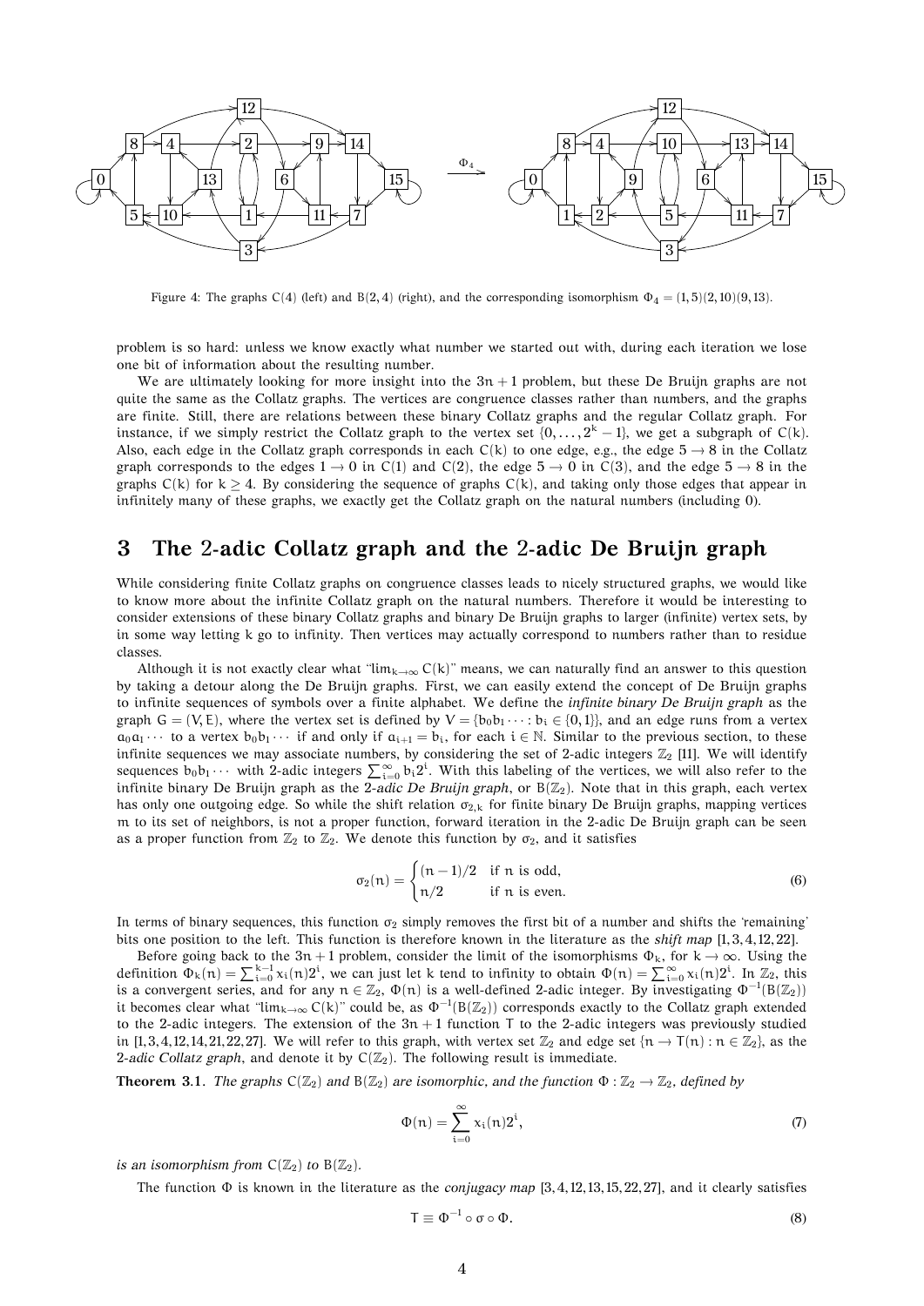Figure 4: The graphs C(4) (left) and B(2, 4) (right), and the corresponding isomorphism $\Phi_4 = (1, 5)(2, 10)(9, 13)$.

problem is so hard: unless we know exactly what number we started out with, during each iteration we lose one bit of information about the resulting number.

We are ultimately looking for more insight into the $3n + 1$ problem, but these De Bruijn graphs are not quite the same as the Collatz graphs. The vertices are congruence classes rather than numbers, and the graphs are finite. Still, there are relations between these binary Collatz graphs and the regular Collatz graph. For instance, if we simply restrict the Collatz graph to the vertex set $\{0, \dots, 2^k - 1\}$, we get a subgraph of $C(k)$. Also, each edge in the Collatz graph corresponds in each $C(k)$ to one edge, e.g., the edge $5 \to 8$ in the Collatz graph corresponds to the edges $1 \to 0$ in $C(1)$ and $C(2)$, the edge $5 \to 0$ in $C(3)$, and the edge $5 \to 8$ in the graphs $C(k)$ for $k \geq 4$. By considering the sequence of graphs $C(k)$, and taking only those edges that appear in infinitely many of these graphs, we exactly get the Collatz graph on the natural numbers (including 0).

## 3 The 2-adic Collatz graph and the 2-adic De Bruijn graph

While considering finite Collatz graphs on congruence classes leads to nicely structured graphs, we would like to know more about the infinite Collatz graph on the natural numbers. Therefore it would be interesting to consider extensions of these binary Collatz graphs and binary De Bruijn graphs to larger (infinite) vertex sets, by in some way letting k go to infinity. Then vertices may actually correspond to numbers rather than to residue classes.

Although it is not exactly clear what "$\lim_{k\to\infty} C(k)$" means, we can naturally find an answer to this question by taking a detour along the De Bruijn graphs. First, we can easily extend the concept of De Bruijn graphs to infinite sequences of symbols over a finite alphabet. We define the *infinite binary De Bruijn graph* as the graph $G = (V, E)$, where the vertex set is defined by $V = \{b_0 b_1 \cdots : b_i \in \{0, 1\}\}$, and an edge runs from a vertex $a_0 a_1 \cdots$ to a vertex $b_0 b_1 \cdots$ if and only if $a_{i+1} = b_i$, for each $i \in \mathbb{N}$. Similar to the previous section, to these infinite sequences we may associate numbers, by considering the set of 2-adic integers $\mathbb{Z}_2$ [11]. We will identify sequences $b_0 b_1 \cdots$ with 2-adic integers $\sum_{i=0}^{\infty} b_i 2^i$. With this labeling of the vertices, we will also refer to the infinite binary De Bruijn graph as the *2-adic De Bruijn graph*, or $B(\mathbb{Z}_2)$. Note that in this graph, each vertex has only one outgoing edge. So while the shift relation $\sigma_{2,k}$ for finite binary De Bruijn graphs, mapping vertices $m$ to its set of neighbors, is not a proper function, forward iteration in the 2-adic De Bruijn graph can be seen as a proper function from $\mathbb{Z}_2$ to $\mathbb{Z}_2$. We denote this function by $\sigma_2$, and it satisfies

$$\sigma_2(n) = \begin{cases} (n-1)/2 & \text{if } n \text{ is odd,} \\ n/2 & \text{if } n \text{ is even.} \end{cases} \tag{6}$$

In terms of binary sequences, this function $\sigma_2$ simply removes the first bit of a number and shifts the 'remaining' bits one position to the left. This function is therefore known in the literature as the *shift map* [1, 3, 4, 12, 22].

Before going back to the $3n + 1$ problem, consider the limit of the isomorphisms $\Phi_k$, for $k \to \infty$. Using the definition $\Phi_k(n) = \sum_{i=0}^{k-1} x_i(n) 2^i$, we can just let $k$ tend to infinity to obtain $\Phi(n) = \sum_{i=0}^{\infty} x_i(n) 2^i$. In $\mathbb{Z}_2$, this is a convergent series, and for any $n \in \mathbb{Z}_2$, $\Phi(n)$ is a well-defined 2-adic integer. By investigating $\Phi^{-1}(B(\mathbb{Z}_2))$ it becomes clear what "$\lim_{k\to\infty} C(k)$" could be, as $\Phi^{-1}(B(\mathbb{Z}_2))$ corresponds exactly to the Collatz graph extended to the 2-adic integers. The extension of the $3n + 1$ function $T$ to the 2-adic integers was previously studied in [1, 3, 4, 12, 14, 21, 22, 27]. We will refer to this graph, with vertex set $\mathbb{Z}_2$ and edge set $\{n \to T(n) : n \in \mathbb{Z}_2\}$, as the *2-adic Collatz graph*, and denote it by $C(\mathbb{Z}_2)$. The following result is immediate.

**Theorem 3.1.** *The graphs $C(\mathbb{Z}_2)$ and $B(\mathbb{Z}_2)$ are isomorphic, and the function $\Phi : \mathbb{Z}_2 \to \mathbb{Z}_2$, defined by*

$$\Phi(n) = \sum_{i=0}^{\infty} x_i(n) 2^i, \tag{7}$$

*is an isomorphism from $C(\mathbb{Z}_2)$ to $B(\mathbb{Z}_2)$.*

The function $\Phi$ is known in the literature as the *conjugacy map* [3, 4, 12, 13, 15, 22, 27], and it clearly satisfies

$$T \equiv \Phi^{-1} \circ \sigma \circ \Phi. \tag{8}$$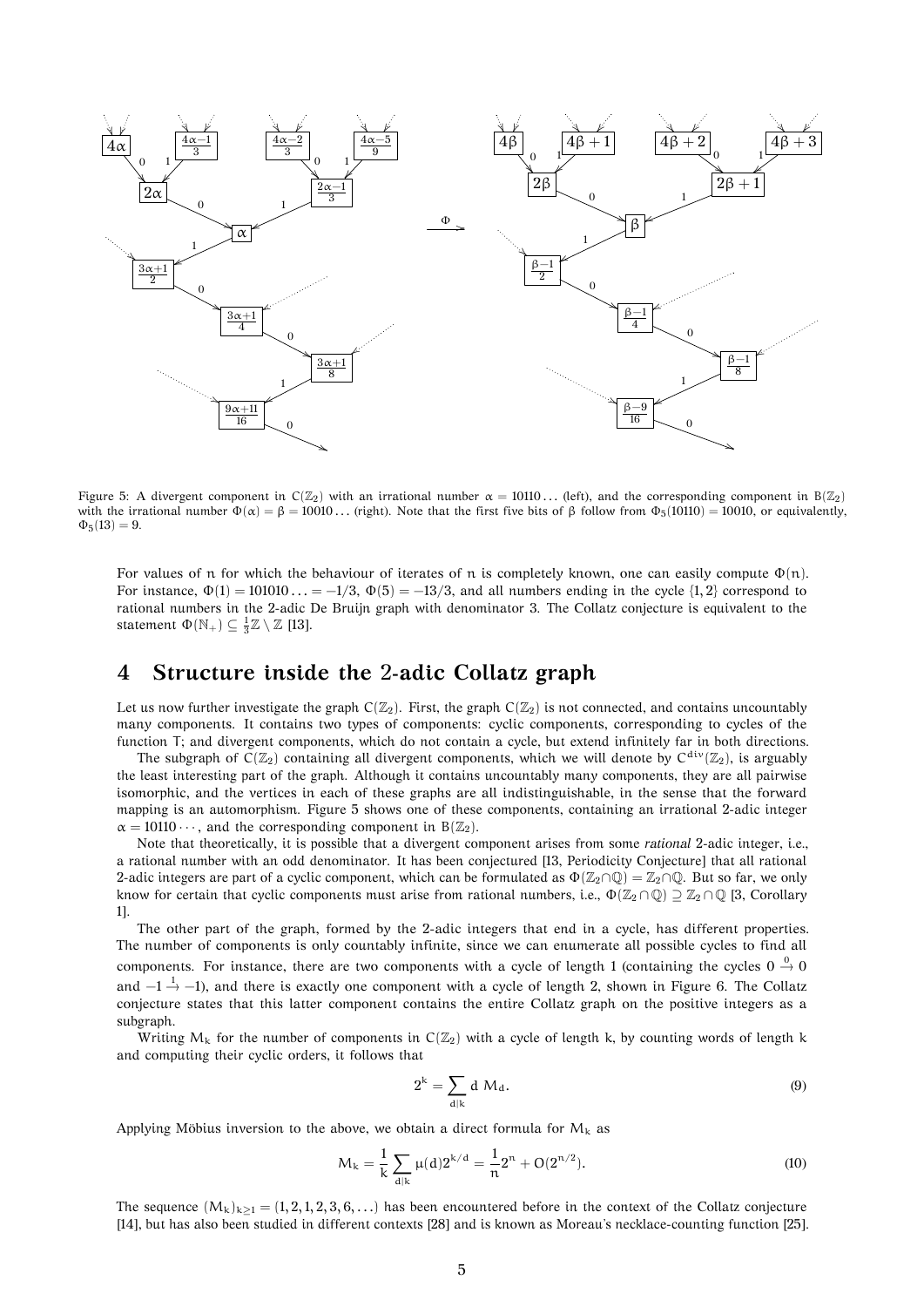Figure 5: A divergent component in $C(\mathbb{Z}_2)$ with an irrational number $\alpha = 10110\ldots$ (left), and the corresponding component in $B(\mathbb{Z}_2)$ with the irrational number $\Phi(\alpha) = \beta = 10010\ldots$ (right). Note that the first five bits of $\beta$ follow from $\Phi_5(10110) = 10010$, or equivalently, $\Phi_5(13) = 9$.

For values of $n$ for which the behaviour of iterates of $n$ is completely known, one can easily compute $\Phi(n)$. For instance, $\Phi(1) = 101010\ldots = -1/3$, $\Phi(5) = -13/3$, and all numbers ending in the cycle $\{1, 2\}$ correspond to rational numbers in the 2-adic De Bruijn graph with denominator 3. The Collatz conjecture is equivalent to the statement $\Phi(\mathbb{N}_+) \subseteq \frac{1}{3}\mathbb{Z} \setminus \mathbb{Z}$ [13].

## 4 Structure inside the 2-adic Collatz graph

Let us now further investigate the graph $C(\mathbb{Z}_2)$. First, the graph $C(\mathbb{Z}_2)$ is not connected, and contains uncountably many components. It contains two types of components: cyclic components, corresponding to cycles of the function $T$; and divergent components, which do not contain a cycle, but extend infinitely far in both directions.

The subgraph of $C(\mathbb{Z}_2)$ containing all divergent components, which we will denote by $C^{\mathrm{div}}(\mathbb{Z}_2)$, is arguably the least interesting part of the graph. Although it contains uncountably many components, they are all pairwise isomorphic, and the vertices in each of these graphs are all indistinguishable, in the sense that the forward mapping is an automorphism. Figure 5 shows one of these components, containing an irrational 2-adic integer $\alpha = 10110\cdots$, and the corresponding component in $B(\mathbb{Z}_2)$.

Note that theoretically, it is possible that a divergent component arises from some *rational* 2-adic integer, i.e., a rational number with an odd denominator. It has been conjectured [13, Periodicity Conjecture] that all rational 2-adic integers are part of a cyclic component, which can be formulated as $\Phi(\mathbb{Z}_2 \cap \mathbb{Q}) = \mathbb{Z}_2 \cap \mathbb{Q}$. But so far, we only know for certain that cyclic components must arise from rational numbers, i.e., $\Phi(\mathbb{Z}_2 \cap \mathbb{Q}) \supseteq \mathbb{Z}_2 \cap \mathbb{Q}$ [3, Corollary 1].

The other part of the graph, formed by the 2-adic integers that end in a cycle, has different properties. The number of components is only countably infinite, since we can enumerate all possible cycles to find all components. For instance, there are two components with a cycle of length 1 (containing the cycles $0 \xrightarrow{0} 0$ and $-1 \xrightarrow{1} -1$), and there is exactly one component with a cycle of length 2, shown in Figure 6. The Collatz conjecture states that this latter component contains the entire Collatz graph on the positive integers as a subgraph.

Writing $M_k$ for the number of components in $C(\mathbb{Z}_2)$ with a cycle of length $k$, by counting words of length $k$ and computing their cyclic orders, it follows that

$$2^k = \sum_{d|k} d \ M_d. \tag{9}$$

Applying Möbius inversion to the above, we obtain a direct formula for $M_k$ as

$$M_k = \frac{1}{k} \sum_{d|k} \mu(d) 2^{k/d} = \frac{1}{n} 2^n + O(2^{n/2}). \tag{10}$$

The sequence $(M_k)_{k \geq 1} = (1, 2, 1, 2, 3, 6, \ldots)$ has been encountered before in the context of the Collatz conjecture [14], but has also been studied in different contexts [28] and is known as Moreau's necklace-counting function [25].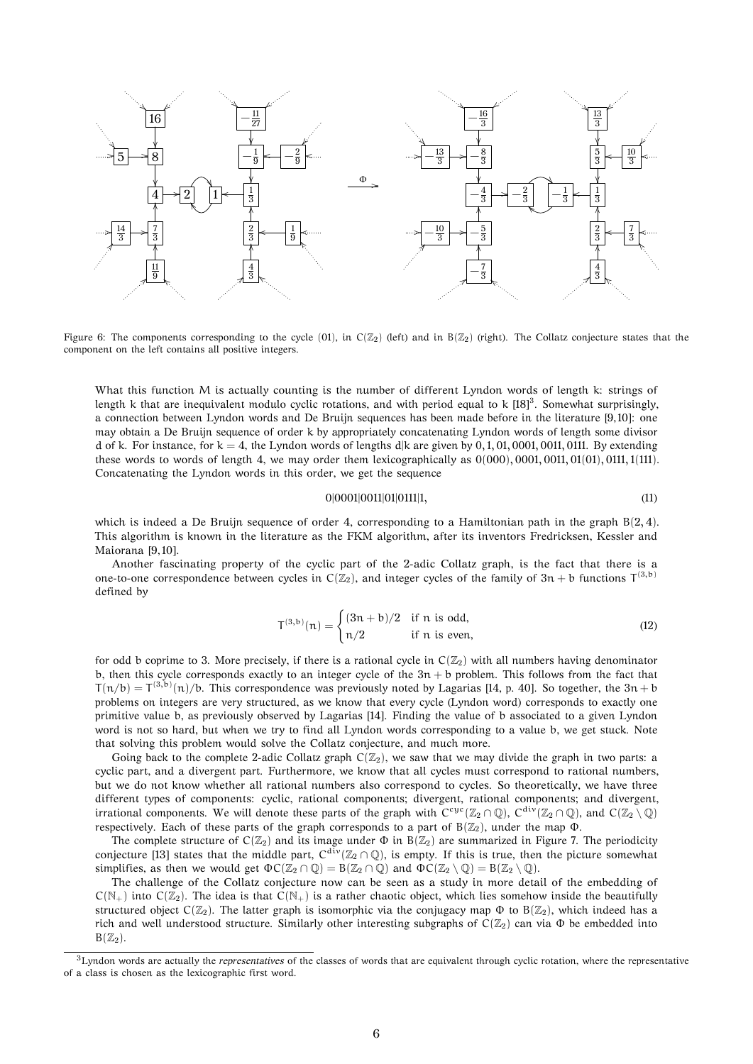Figure 6: The components corresponding to the cycle (01), in $C(\mathbb{Z}_2)$ (left) and in $B(\mathbb{Z}_2)$ (right). The Collatz conjecture states that the component on the left contains all positive integers.

What this function M is actually counting is the number of different Lyndon words of length k: strings of length k that are inequivalent modulo cyclic rotations, and with period equal to k [18][3]. Somewhat surprisingly, a connection between Lyndon words and De Bruijn sequences has been made before in the literature [9,10]: one may obtain a De Bruijn sequence of order k by appropriately concatenating Lyndon words of length some divisor d of k. For instance, for $k = 4$, the Lyndon words of lengths $d|k$ are given by 0, 1, 01, 0001, 0011, 0111. By extending these words to words of length 4, we may order them lexicographically as 0(000), 0001, 0011, 01(01), 0111, 1(111). Concatenating the Lyndon words in this order, we get the sequence

$$0|0001|0011|01|0111|1, \tag{11}$$

which is indeed a De Bruijn sequence of order 4, corresponding to a Hamiltonian path in the graph $B(2, 4)$. This algorithm is known in the literature as the FKM algorithm, after its inventors Fredricksen, Kessler and Maiorana [9,10].

Another fascinating property of the cyclic part of the 2-adic Collatz graph, is the fact that there is a one-to-one correspondence between cycles in $C(\mathbb{Z}_2)$, and integer cycles of the family of $3n + b$ functions $T^{(3,b)}$ defined by

$$T^{(3,b)}(n) = \begin{cases} (3n + b)/2 & \text{if } n \text{ is odd,} \\ n/2 & \text{if } n \text{ is even,} \end{cases} \tag{12}$$

for odd b coprime to 3. More precisely, if there is a rational cycle in $C(\mathbb{Z}_2)$ with all numbers having denominator b, then this cycle corresponds exactly to an integer cycle of the $3n + b$ problem. This follows from the fact that $T(n/b) = T^{(3,b)}(n)/b$. This correspondence was previously noted by Lagarias [14, p. 40]. So together, the $3n + b$ problems on integers are very structured, as we know that every cycle (Lyndon word) corresponds to exactly one primitive value b, as previously observed by Lagarias [14]. Finding the value of b associated to a given Lyndon word is not so hard, but when we try to find all Lyndon words corresponding to a value b, we get stuck. Note that solving this problem would solve the Collatz conjecture, and much more.

Going back to the complete 2-adic Collatz graph $C(\mathbb{Z}_2)$, we saw that we may divide the graph in two parts: a cyclic part, and a divergent part. Furthermore, we know that all cycles must correspond to rational numbers, but we do not know whether all rational numbers also correspond to cycles. So theoretically, we have three different types of components: cyclic, rational components; divergent, rational components; and divergent, irrational components. We will denote these parts of the graph with $C^{cyc}(\mathbb{Z}_2 \cap \mathbb{Q})$, $C^{div}(\mathbb{Z}_2 \cap \mathbb{Q})$, and $C(\mathbb{Z}_2 \setminus \mathbb{Q})$ respectively. Each of these parts of the graph corresponds to a part of $B(\mathbb{Z}_2)$, under the map $\Phi$.

The complete structure of $C(\mathbb{Z}_2)$ and its image under $\Phi$ in $B(\mathbb{Z}_2)$ are summarized in Figure 7. The periodicity conjecture [13] states that the middle part, $C^{div}(\mathbb{Z}_2 \cap \mathbb{Q})$, is empty. If this is true, then the picture somewhat simplifies, as then we would get $\Phi C(\mathbb{Z}_2 \cap \mathbb{Q}) = B(\mathbb{Z}_2 \cap \mathbb{Q})$ and $\Phi C(\mathbb{Z}_2 \setminus \mathbb{Q}) = B(\mathbb{Z}_2 \setminus \mathbb{Q})$.

The challenge of the Collatz conjecture now can be seen as a study in more detail of the embedding of $C(\mathbb{N}_+)$ into $C(\mathbb{Z}_2)$. The idea is that $C(\mathbb{N}_+)$ is a rather chaotic object, which lies somehow inside the beautifully structured object $C(\mathbb{Z}_2)$. The latter graph is isomorphic via the conjugacy map $\Phi$ to $B(\mathbb{Z}_2)$, which indeed has a rich and well understood structure. Similarly other interesting subgraphs of $C(\mathbb{Z}_2)$ can via $\Phi$ be embedded into $B(\mathbb{Z}_2)$.

[3] Lyndon words are actually the *representatives* of the classes of words that are equivalent through cyclic rotation, where the representative of a class is chosen as the lexicographic first word.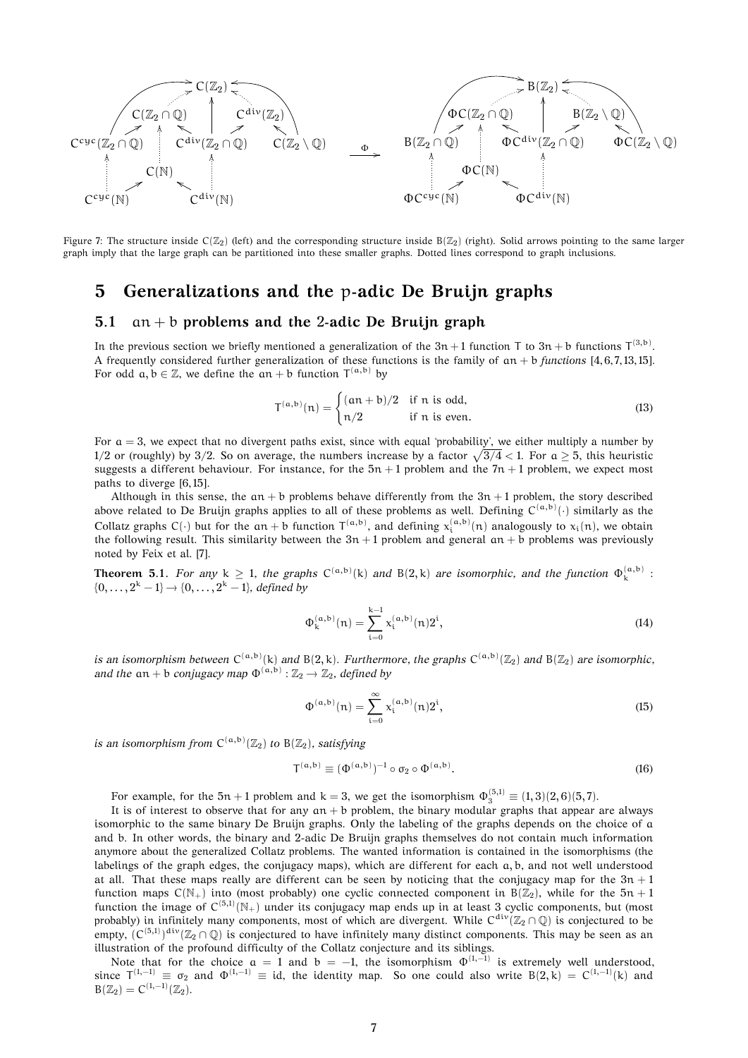Figure 7: The structure inside $C(\mathbb{Z}_2)$ (left) and the corresponding structure inside $B(\mathbb{Z}_2)$ (right). Solid arrows pointing to the same larger graph imply that the large graph can be partitioned into these smaller graphs. Dotted lines correspond to graph inclusions.

## 5 Generalizations and the p-adic De Bruijn graphs

### 5.1 $an + b$ problems and the 2-adic De Bruijn graph

In the previous section we briefly mentioned a generalization of the $3n+1$ function $T$ to $3n+b$ functions $T^{(3,b)}$. A frequently considered further generalization of these functions is the family of $an+b$ *functions* [4, 6, 7, 13, 15]. For odd $a, b \in \mathbb{Z}$, we define the $an+b$ function $T^{(a,b)}$ by

$$T^{(a,b)}(n) = \begin{cases} (an+b)/2 & \text{if } n \text{ is odd,} \\ n/2 & \text{if } n \text{ is even.} \end{cases} \tag{13}$$

For $a = 3$, we expect that no divergent paths exist, since with equal 'probability', we either multiply a number by $1/2$ or (roughly) by $3/2$. So on average, the numbers increase by a factor $\sqrt{3/4} < 1$. For $a \geq 5$, this heuristic suggests a different behaviour. For instance, for the $5n+1$ problem and the $7n+1$ problem, we expect most paths to diverge [6, 15].

Although in this sense, the $an+b$ problems behave differently from the $3n+1$ problem, the story described above related to De Bruijn graphs applies to all of these problems as well. Defining $C^{(a,b)}(\cdot)$ similarly as the Collatz graphs $C(\cdot)$ but for the $an+b$ function $T^{(a,b)}$, and defining $x_i^{(a,b)}(n)$ analogously to $x_i(n)$, we obtain the following result. This similarity between the $3n+1$ problem and general $an+b$ problems was previously noted by Feix et al. [7].

**Theorem 5.1.** *For any $k \geq 1$, the graphs $C^{(a,b)}(k)$ and $B(2,k)$ are isomorphic, and the function $\Phi_k^{(a,b)} : \{0, \ldots, 2^k-1\} \to \{0, \ldots, 2^k-1\}$, defined by*

$$\Phi_k^{(a,b)}(n) = \sum_{i=0}^{k-1} x_i^{(a,b)}(n) 2^i, \tag{14}$$

*is an isomorphism between $C^{(a,b)}(k)$ and $B(2,k)$. Furthermore, the graphs $C^{(a,b)}(\mathbb{Z}_2)$ and $B(\mathbb{Z}_2)$ are isomorphic, and the $an+b$ conjugacy map $\Phi^{(a,b)} : \mathbb{Z}_2 \to \mathbb{Z}_2$, defined by*

$$\Phi^{(a,b)}(n) = \sum_{i=0}^{\infty} x_i^{(a,b)}(n) 2^i, \tag{15}$$

*is an isomorphism from $C^{(a,b)}(\mathbb{Z}_2)$ to $B(\mathbb{Z}_2)$, satisfying*

$$T^{(a,b)} \equiv (\Phi^{(a,b)})^{-1} \circ \sigma_2 \circ \Phi^{(a,b)}. \tag{16}$$

For example, for the $5n+1$ problem and $k=3$, we get the isomorphism $\Phi_3^{(5,1)} \equiv (1,3)(2,6)(5,7)$.

It is of interest to observe that for any $an+b$ problem, the binary modular graphs that appear are always isomorphic to the same binary De Bruijn graphs. Only the labeling of the graphs depends on the choice of $a$ and $b$. In other words, the binary and 2-adic De Bruijn graphs themselves do not contain much information anymore about the generalized Collatz problems. The wanted information is contained in the isomorphisms (the labelings of the graph edges, the conjugacy maps), which are different for each $a, b$, and not well understood at all. That these maps really are different can be seen by noticing that the conjugacy map for the $3n+1$ function maps $C(\mathbb{N}_+)$ into (most probably) one cyclic connected component in $B(\mathbb{Z}_2)$, while for the $5n+1$ function the image of $C^{(5,1)}(\mathbb{N}_+)$ under its conjugacy map ends up in at least 3 cyclic components, but (most probably) in infinitely many components, most of which are divergent. While $C^{\text{div}}(\mathbb{Z}_2 \cap \mathbb{Q})$ is conjectured to be empty, $(C^{(5,1)})^{\text{div}}(\mathbb{Z}_2 \cap \mathbb{Q})$ is conjectured to have infinitely many distinct components. This may be seen as an illustration of the profound difficulty of the Collatz conjecture and its siblings.

Note that for the choice $a = 1$ and $b = -1$, the isomorphism $\Phi^{(1,-1)}$ is extremely well understood, since $T^{(1,-1)} \equiv \sigma_2$ and $\Phi^{(1,-1)} \equiv \text{id}$, the identity map. So one could also write $B(2,k) = C^{(1,-1)}(k)$ and $B(\mathbb{Z}_2) = C^{(1,-1)}(\mathbb{Z}_2)$.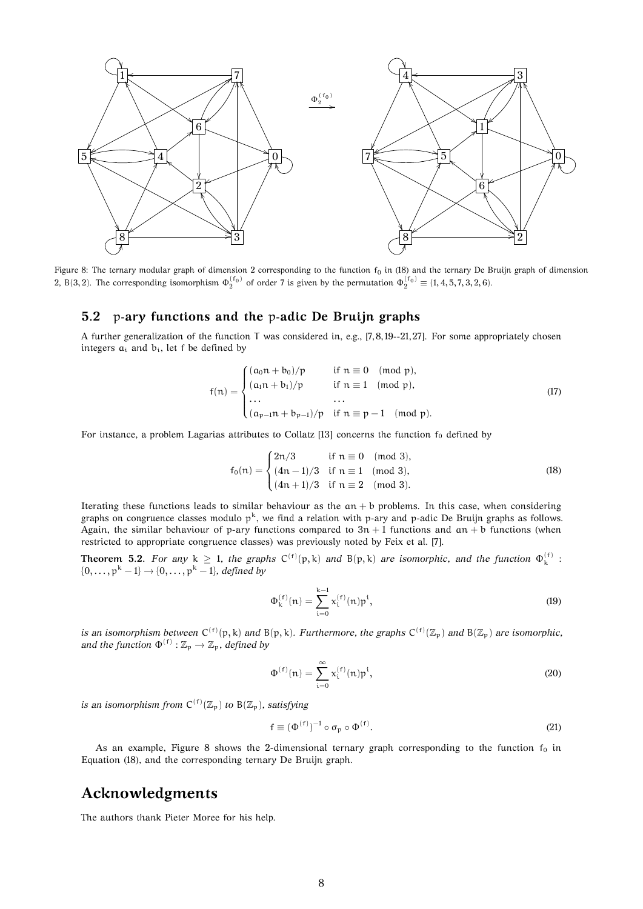Figure 8: The ternary modular graph of dimension 2 corresponding to the function $f_0$ in (18) and the ternary De Bruijn graph of dimension 2, $B(3,2)$. The corresponding isomorphism $\Phi_2^{(f_0)}$ of order 7 is given by the permutation $\Phi_2^{(f_0)} \equiv (1,4,5,7,3,2,6)$.

## 5.2 p-ary functions and the p-adic De Bruijn graphs

A further generalization of the function T was considered in, e.g., [7,8,19--21,27]. For some appropriately chosen integers $a_i$ and $b_i$, let f be defined by

$$f(n) = \begin{cases} (a_0 n + b_0)/p & \text{if } n \equiv 0 \pmod{p}, \\ (a_1 n + b_1)/p & \text{if } n \equiv 1 \pmod{p}, \\ \dots & \dots \\ (a_{p-1} n + b_{p-1})/p & \text{if } n \equiv p-1 \pmod{p}. \end{cases} \tag{17}$$

For instance, a problem Lagarias attributes to Collatz [13] concerns the function $f_0$ defined by

$$f_0(n) = \begin{cases} 2n/3 & \text{if } n \equiv 0 \pmod{3}, \\ (4n-1)/3 & \text{if } n \equiv 1 \pmod{3}, \\ (4n+1)/3 & \text{if } n \equiv 2 \pmod{3}. \end{cases} \tag{18}$$

Iterating these functions leads to similar behaviour as the $an+b$ problems. In this case, when considering graphs on congruence classes modulo $p^k$, we find a relation with p-ary and p-adic De Bruijn graphs as follows. Again, the similar behaviour of p-ary functions compared to $3n+1$ functions and $an+b$ functions (when restricted to appropriate congruence classes) was previously noted by Feix et al. [7].

**Theorem 5.2.** *For any $k \geq 1$, the graphs $C^{(f)}(p,k)$ and $B(p,k)$ are isomorphic, and the function $\Phi_k^{(f)} : \{0,\dots,p^k-1\} \to \{0,\dots,p^k-1\}$, defined by*

$$\Phi_k^{(f)}(n) = \sum_{i=0}^{k-1} x_i^{(f)}(n) p^i, \tag{19}$$

*is an isomorphism between $C^{(f)}(p,k)$ and $B(p,k)$. Furthermore, the graphs $C^{(f)}(\mathbb{Z}_p)$ and $B(\mathbb{Z}_p)$ are isomorphic, and the function $\Phi^{(f)} : \mathbb{Z}_p \to \mathbb{Z}_p$, defined by*

$$\Phi^{(f)}(n) = \sum_{i=0}^{\infty} x_i^{(f)}(n) p^i, \tag{20}$$

*is an isomorphism from $C^{(f)}(\mathbb{Z}_p)$ to $B(\mathbb{Z}_p)$, satisfying*

$$f \equiv (\Phi^{(f)})^{-1} \circ \sigma_p \circ \Phi^{(f)}. \tag{21}$$

As an example, Figure 8 shows the 2-dimensional ternary graph corresponding to the function $f_0$ in Equation (18), and the corresponding ternary De Bruijn graph.

# Acknowledgments

The authors thank Pieter Moree for his help.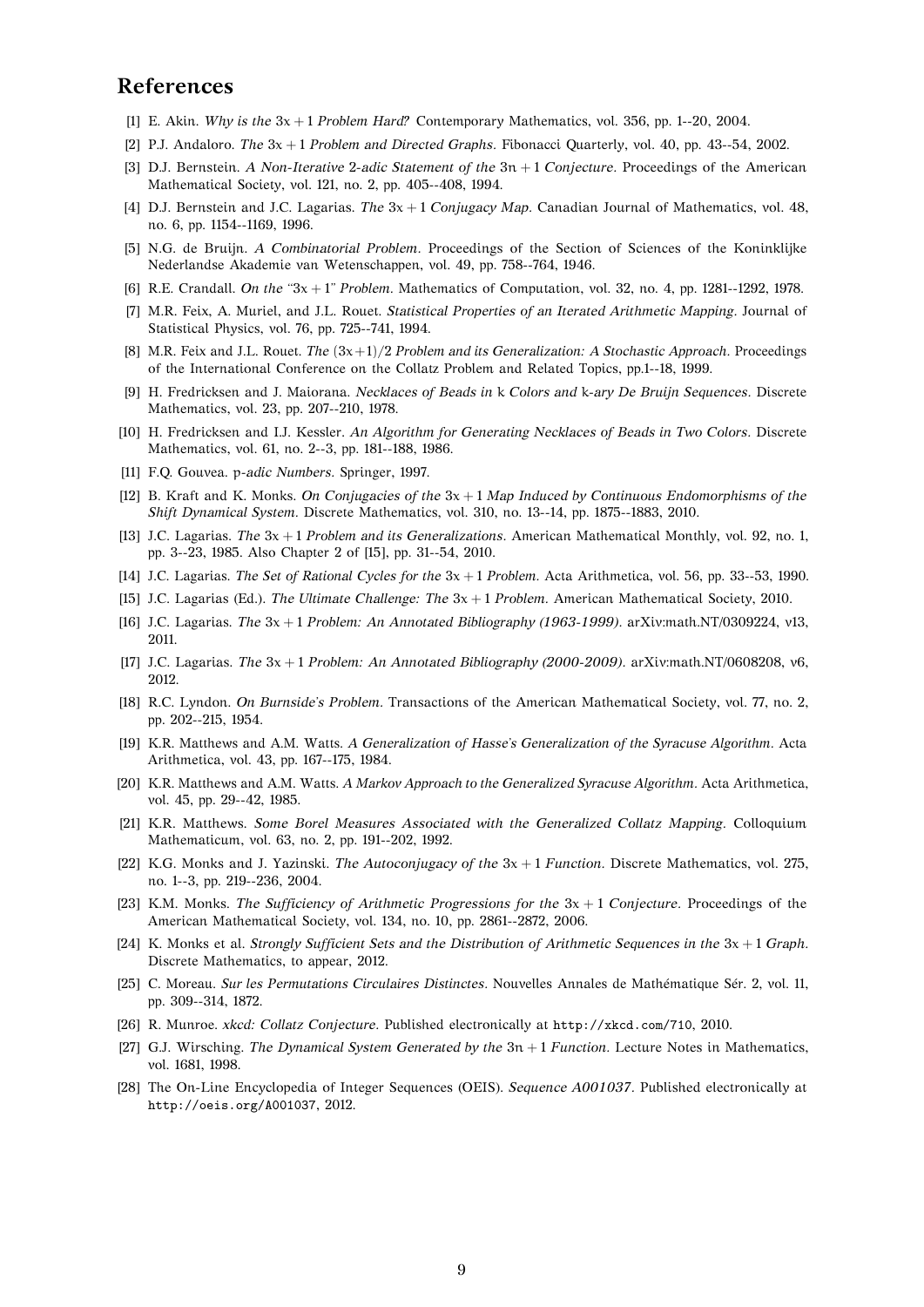## References

[1] E. Akin. *Why is the $3x + 1$ Problem Hard?* Contemporary Mathematics, vol. 356, pp. 1--20, 2004.

[2] P.J. Andaloro. *The $3x + 1$ Problem and Directed Graphs*. Fibonacci Quarterly, vol. 40, pp. 43--54, 2002.

[3] D.J. Bernstein. *A Non-Iterative 2-adic Statement of the $3n + 1$ Conjecture*. Proceedings of the American Mathematical Society, vol. 121, no. 2, pp. 405--408, 1994.

[4] D.J. Bernstein and J.C. Lagarias. *The $3x + 1$ Conjugacy Map*. Canadian Journal of Mathematics, vol. 48, no. 6, pp. 1154--1169, 1996.

[5] N.G. de Bruijn. *A Combinatorial Problem*. Proceedings of the Section of Sciences of the Koninklijke Nederlandse Akademie van Wetenschappen, vol. 49, pp. 758--764, 1946.

[6] R.E. Crandall. *On the "$3x + 1$" Problem*. Mathematics of Computation, vol. 32, no. 4, pp. 1281--1292, 1978.

[7] M.R. Feix, A. Muriel, and J.L. Rouet. *Statistical Properties of an Iterated Arithmetic Mapping*. Journal of Statistical Physics, vol. 76, pp. 725--741, 1994.

[8] M.R. Feix and J.L. Rouet. *The $(3x+1)/2$ Problem and its Generalization: A Stochastic Approach*. Proceedings of the International Conference on the Collatz Problem and Related Topics, pp.1--18, 1999.

[9] H. Fredricksen and J. Maiorana. *Necklaces of Beads in $k$ Colors and $k$-ary De Bruijn Sequences*. Discrete Mathematics, vol. 23, pp. 207--210, 1978.

[10] H. Fredricksen and I.J. Kessler. *An Algorithm for Generating Necklaces of Beads in Two Colors*. Discrete Mathematics, vol. 61, no. 2--3, pp. 181--188, 1986.

[11] F.Q. Gouvea. *$p$-adic Numbers*. Springer, 1997.

[12] B. Kraft and K. Monks. *On Conjugacies of the $3x + 1$ Map Induced by Continuous Endomorphisms of the Shift Dynamical System*. Discrete Mathematics, vol. 310, no. 13--14, pp. 1875--1883, 2010.

[13] J.C. Lagarias. *The $3x + 1$ Problem and its Generalizations*. American Mathematical Monthly, vol. 92, no. 1, pp. 3--23, 1985. Also Chapter 2 of [15], pp. 31--54, 2010.

[14] J.C. Lagarias. *The Set of Rational Cycles for the $3x + 1$ Problem*. Acta Arithmetica, vol. 56, pp. 33--53, 1990.

[15] J.C. Lagarias (Ed.). *The Ultimate Challenge: The $3x + 1$ Problem*. American Mathematical Society, 2010.

[16] J.C. Lagarias. *The $3x + 1$ Problem: An Annotated Bibliography (1963-1999)*. arXiv:math.NT/0309224, v13, 2011.

[17] J.C. Lagarias. *The $3x + 1$ Problem: An Annotated Bibliography (2000-2009)*. arXiv:math.NT/0608208, v6, 2012.

[18] R.C. Lyndon. *On Burnside's Problem*. Transactions of the American Mathematical Society, vol. 77, no. 2, pp. 202--215, 1954.

[19] K.R. Matthews and A.M. Watts. *A Generalization of Hasse's Generalization of the Syracuse Algorithm*. Acta Arithmetica, vol. 43, pp. 167--175, 1984.

[20] K.R. Matthews and A.M. Watts. *A Markov Approach to the Generalized Syracuse Algorithm*. Acta Arithmetica, vol. 45, pp. 29--42, 1985.

[21] K.R. Matthews. *Some Borel Measures Associated with the Generalized Collatz Mapping*. Colloquium Mathematicum, vol. 63, no. 2, pp. 191--202, 1992.

[22] K.G. Monks and J. Yazinski. *The Autoconjugacy of the $3x + 1$ Function*. Discrete Mathematics, vol. 275, no. 1--3, pp. 219--236, 2004.

[23] K.M. Monks. *The Sufficiency of Arithmetic Progressions for the $3x + 1$ Conjecture*. Proceedings of the American Mathematical Society, vol. 134, no. 10, pp. 2861--2872, 2006.

[24] K. Monks et al. *Strongly Sufficient Sets and the Distribution of Arithmetic Sequences in the $3x + 1$ Graph*. Discrete Mathematics, to appear, 2012.

[25] C. Moreau. *Sur les Permutations Circulaires Distinctes*. Nouvelles Annales de Mathématique Sér. 2, vol. 11, pp. 309--314, 1872.

[26] R. Munroe. *xkcd: Collatz Conjecture*. Published electronically at http://xkcd.com/710, 2010.

[27] G.J. Wirsching. *The Dynamical System Generated by the $3n + 1$ Function*. Lecture Notes in Mathematics, vol. 1681, 1998.

[28] The On-Line Encyclopedia of Integer Sequences (OEIS). *Sequence A001037*. Published electronically at http://oeis.org/A001037, 2012.